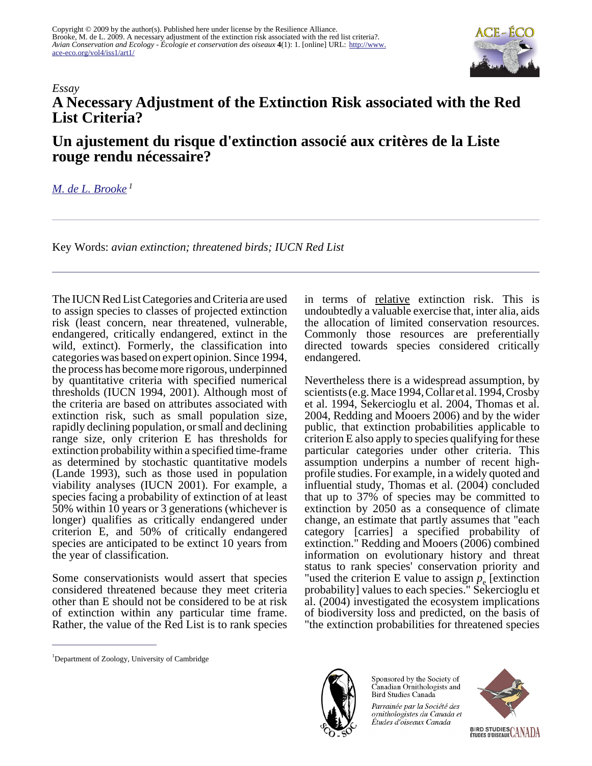Copyright © 2009 by the author(s). Published here under license by the Resilience Alliance.
Brooke, M. de L. 2009. A necessary adjustment of the extinction risk associated with the red list criteria?. *Avian Conservation and Ecology - Écologie et conservation des oiseaux* **4**(1): 1. [online] URL: http://www.ace-eco.org/vol4/iss1/art1/

*Essay*

# A Necessary Adjustment of the Extinction Risk associated with the Red List Criteria?

# Un ajustement du risque d'extinction associé aux critères de la Liste rouge rendu nécessaire?

*M. de L. Brooke* [1]

Key Words: *avian extinction; threatened birds; IUCN Red List*

The IUCN Red List Categories and Criteria are used to assign species to classes of projected extinction risk (least concern, near threatened, vulnerable, endangered, critically endangered, extinct in the wild, extinct). Formerly, the classification into categories was based on expert opinion. Since 1994, the process has become more rigorous, underpinned by quantitative criteria with specified numerical thresholds (IUCN 1994, 2001). Although most of the criteria are based on attributes associated with extinction risk, such as small population size, rapidly declining population, or small and declining range size, only criterion E has thresholds for extinction probability within a specified time-frame as determined by stochastic quantitative models (Lande 1993), such as those used in population viability analyses (IUCN 2001). For example, a species facing a probability of extinction of at least 50% within 10 years or 3 generations (whichever is longer) qualifies as critically endangered under criterion E, and 50% of critically endangered species are anticipated to be extinct 10 years from the year of classification.

Some conservationists would assert that species considered threatened because they meet criteria other than E should not be considered to be at risk of extinction within any particular time frame. Rather, the value of the Red List is to rank species in terms of relative extinction risk. This is undoubtedly a valuable exercise that, inter alia, aids the allocation of limited conservation resources. Commonly those resources are preferentially directed towards species considered critically endangered.

Nevertheless there is a widespread assumption, by scientists (e.g. Mace 1994, Collar et al. 1994, Crosby et al. 1994, Sekercioglu et al. 2004, Thomas et al. 2004, Redding and Mooers 2006) and by the wider public, that extinction probabilities applicable to criterion E also apply to species qualifying for these particular categories under other criteria. This assumption underpins a number of recent high-profile studies. For example, in a widely quoted and influential study, Thomas et al. (2004) concluded that up to 37% of species may be committed to extinction by 2050 as a consequence of climate change, an estimate that partly assumes that "each category [carries] a specified probability of extinction." Redding and Mooers (2006) combined information on evolutionary history and threat status to rank species' conservation priority and "used the criterion E value to assign $p_e$ [extinction probability] values to each species." Sekercioglu et al. (2004) investigated the ecosystem implications of biodiversity loss and predicted, on the basis of "the extinction probabilities for threatened species

[1] Department of Zoology, University of Cambridge

Sponsored by the Society of Canadian Ornithologists and Bird Studies Canada

*Parrainée par la Société des ornithologistes du Canada et Études d'oiseaux Canada*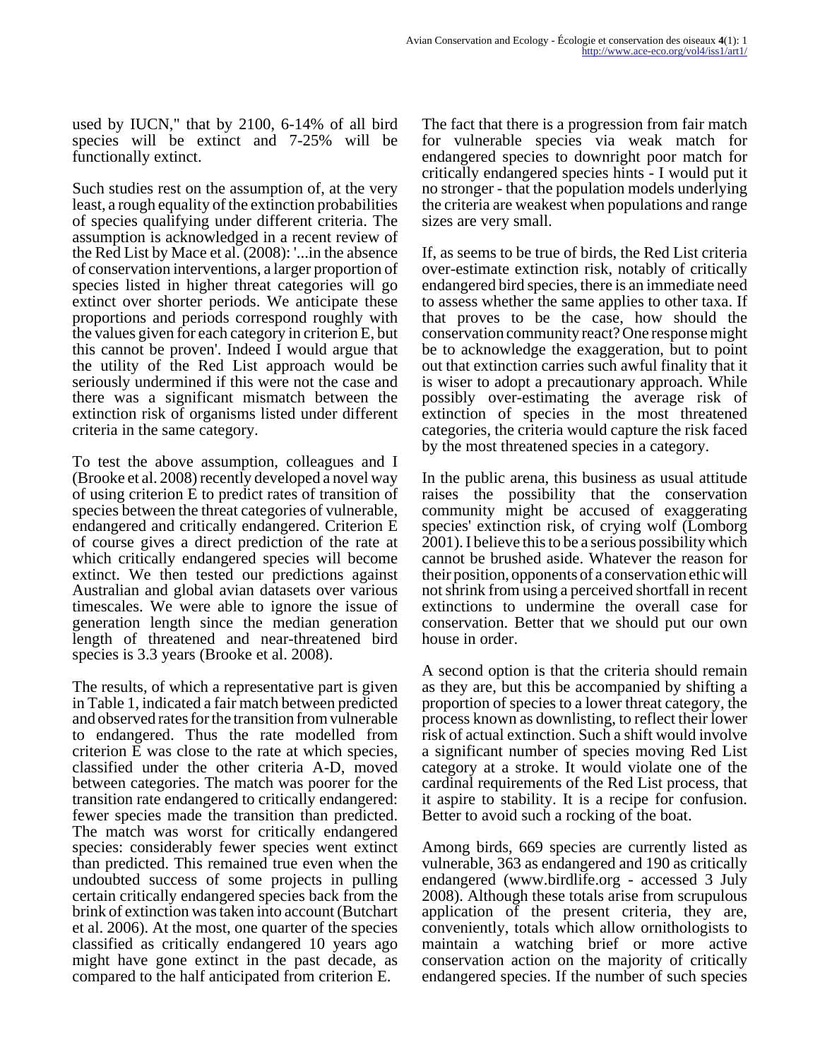used by IUCN," that by 2100, 6-14% of all bird species will be extinct and 7-25% will be functionally extinct.

Such studies rest on the assumption of, at the very least, a rough equality of the extinction probabilities of species qualifying under different criteria. The assumption is acknowledged in a recent review of the Red List by Mace et al. (2008): '...in the absence of conservation interventions, a larger proportion of species listed in higher threat categories will go extinct over shorter periods. We anticipate these proportions and periods correspond roughly with the values given for each category in criterion E, but this cannot be proven'. Indeed I would argue that the utility of the Red List approach would be seriously undermined if this were not the case and there was a significant mismatch between the extinction risk of organisms listed under different criteria in the same category.

To test the above assumption, colleagues and I (Brooke et al. 2008) recently developed a novel way of using criterion E to predict rates of transition of species between the threat categories of vulnerable, endangered and critically endangered. Criterion E of course gives a direct prediction of the rate at which critically endangered species will become extinct. We then tested our predictions against Australian and global avian datasets over various timescales. We were able to ignore the issue of generation length since the median generation length of threatened and near-threatened bird species is 3.3 years (Brooke et al. 2008).

The results, of which a representative part is given in Table 1, indicated a fair match between predicted and observed rates for the transition from vulnerable to endangered. Thus the rate modelled from criterion E was close to the rate at which species, classified under the other criteria A-D, moved between categories. The match was poorer for the transition rate endangered to critically endangered: fewer species made the transition than predicted. The match was worst for critically endangered species: considerably fewer species went extinct than predicted. This remained true even when the undoubted success of some projects in pulling certain critically endangered species back from the brink of extinction was taken into account (Butchart et al. 2006). At the most, one quarter of the species classified as critically endangered 10 years ago might have gone extinct in the past decade, as compared to the half anticipated from criterion E.

The fact that there is a progression from fair match for vulnerable species via weak match for endangered species to downright poor match for critically endangered species hints - I would put it no stronger - that the population models underlying the criteria are weakest when populations and range sizes are very small.

If, as seems to be true of birds, the Red List criteria over-estimate extinction risk, notably of critically endangered bird species, there is an immediate need to assess whether the same applies to other taxa. If that proves to be the case, how should the conservation community react? One response might be to acknowledge the exaggeration, but to point out that extinction carries such awful finality that it is wiser to adopt a precautionary approach. While possibly over-estimating the average risk of extinction of species in the most threatened categories, the criteria would capture the risk faced by the most threatened species in a category.

In the public arena, this business as usual attitude raises the possibility that the conservation community might be accused of exaggerating species' extinction risk, of crying wolf (Lomborg 2001). I believe this to be a serious possibility which cannot be brushed aside. Whatever the reason for their position, opponents of a conservation ethic will not shrink from using a perceived shortfall in recent extinctions to undermine the overall case for conservation. Better that we should put our own house in order.

A second option is that the criteria should remain as they are, but this be accompanied by shifting a proportion of species to a lower threat category, the process known as downlisting, to reflect their lower risk of actual extinction. Such a shift would involve a significant number of species moving Red List category at a stroke. It would violate one of the cardinal requirements of the Red List process, that it aspire to stability. It is a recipe for confusion. Better to avoid such a rocking of the boat.

Among birds, 669 species are currently listed as vulnerable, 363 as endangered and 190 as critically endangered (www.birdlife.org - accessed 3 July 2008). Although these totals arise from scrupulous application of the present criteria, they are, conveniently, totals which allow ornithologists to maintain a watching brief or more active conservation action on the majority of critically endangered species. If the number of such species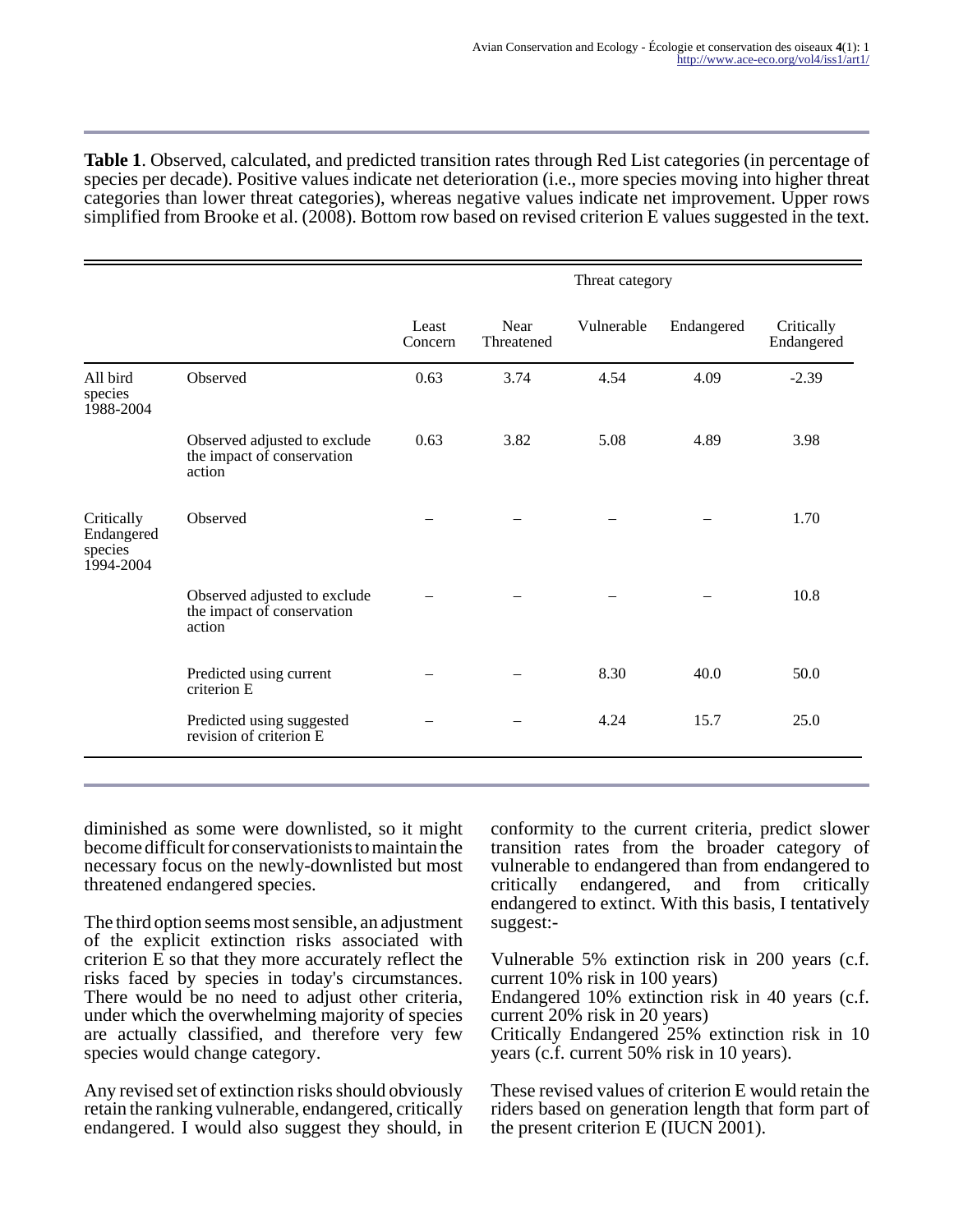**Table 1**. Observed, calculated, and predicted transition rates through Red List categories (in percentage of species per decade). Positive values indicate net deterioration (i.e., more species moving into higher threat categories than lower threat categories), whereas negative values indicate net improvement. Upper rows simplified from Brooke et al. (2008). Bottom row based on revised criterion E values suggested in the text.

| | | Threat category | | | | |
|---|---|---|---|---|---|---|
| | | Least Concern | Near Threatened | Vulnerable | Endangered | Critically Endangered |
| All bird species 1988-2004 | Observed | 0.63 | 3.74 | 4.54 | 4.09 | -2.39 |
| | Observed adjusted to exclude the impact of conservation action | 0.63 | 3.82 | 5.08 | 4.89 | 3.98 |
| Critically Endangered species 1994-2004 | Observed | – | – | – | – | 1.70 |
| | Observed adjusted to exclude the impact of conservation action | – | – | – | – | 10.8 |
| | Predicted using current criterion E | – | – | 8.30 | 40.0 | 50.0 |
| | Predicted using suggested revision of criterion E | – | – | 4.24 | 15.7 | 25.0 |

diminished as some were downlisted, so it might become difficult for conservationists to maintain the necessary focus on the newly-downlisted but most threatened endangered species.

The third option seems most sensible, an adjustment of the explicit extinction risks associated with criterion E so that they more accurately reflect the risks faced by species in today's circumstances. There would be no need to adjust other criteria, under which the overwhelming majority of species are actually classified, and therefore very few species would change category.

Any revised set of extinction risks should obviously retain the ranking vulnerable, endangered, critically endangered. I would also suggest they should, in conformity to the current criteria, predict slower transition rates from the broader category of vulnerable to endangered than from endangered to critically endangered, and from critically endangered to extinct. With this basis, I tentatively suggest:-

Vulnerable 5% extinction risk in 200 years (c.f. current 10% risk in 100 years)
Endangered 10% extinction risk in 40 years (c.f. current 20% risk in 20 years)
Critically Endangered 25% extinction risk in 10 years (c.f. current 50% risk in 10 years).

These revised values of criterion E would retain the riders based on generation length that form part of the present criterion E (IUCN 2001).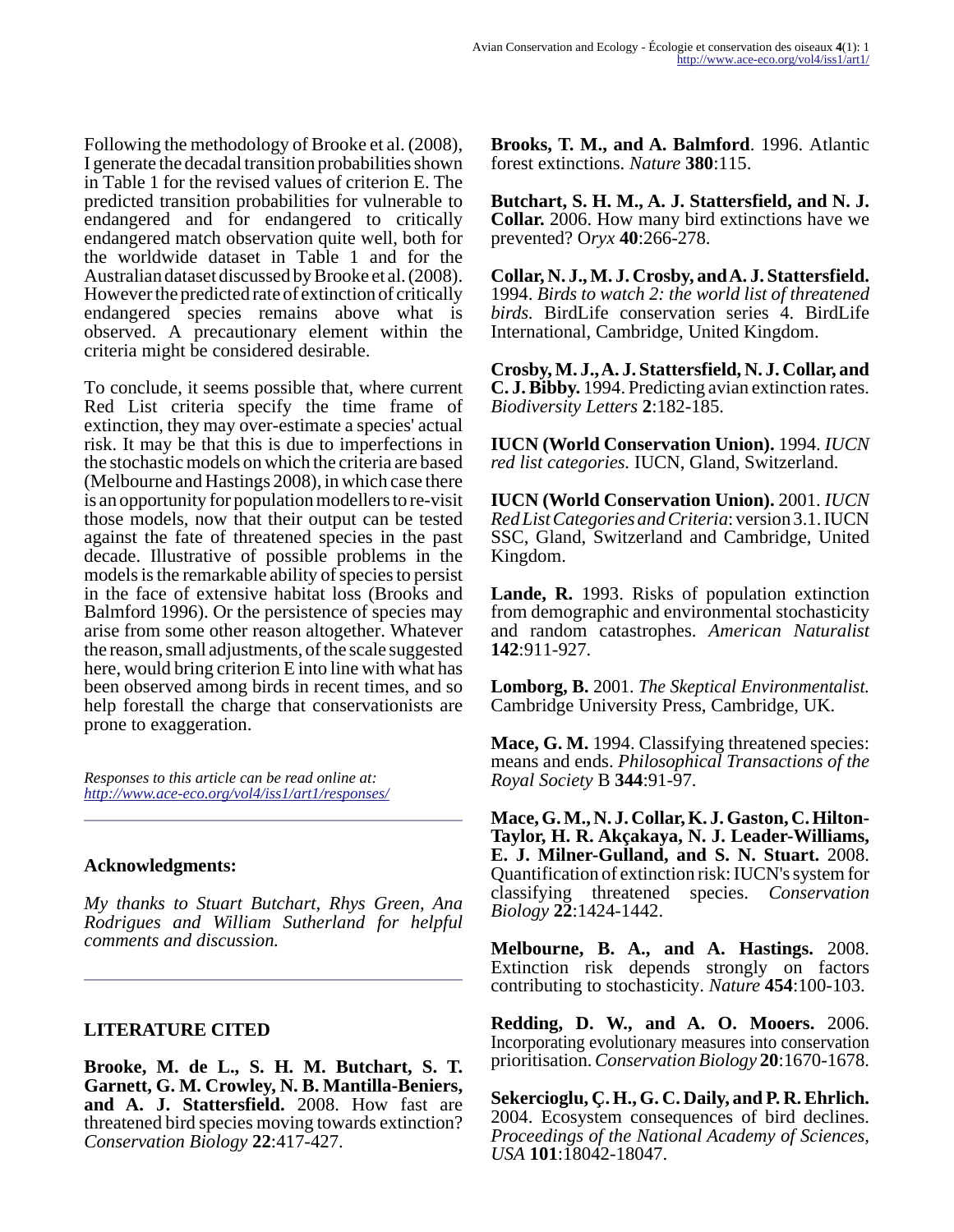Following the methodology of Brooke et al. (2008), I generate the decadal transition probabilities shown in Table 1 for the revised values of criterion E. The predicted transition probabilities for vulnerable to endangered and for endangered to critically endangered match observation quite well, both for the worldwide dataset in Table 1 and for the Australian dataset discussed by Brooke et al. (2008). However the predicted rate of extinction of critically endangered species remains above what is observed. A precautionary element within the criteria might be considered desirable.

To conclude, it seems possible that, where current Red List criteria specify the time frame of extinction, they may over-estimate a species' actual risk. It may be that this is due to imperfections in the stochastic models on which the criteria are based (Melbourne and Hastings 2008), in which case there is an opportunity for population modellers to re-visit those models, now that their output can be tested against the fate of threatened species in the past decade. Illustrative of possible problems in the models is the remarkable ability of species to persist in the face of extensive habitat loss (Brooks and Balmford 1996). Or the persistence of species may arise from some other reason altogether. Whatever the reason, small adjustments, of the scale suggested here, would bring criterion E into line with what has been observed among birds in recent times, and so help forestall the charge that conservationists are prone to exaggeration.

*Responses to this article can be read online at:*
*http://www.ace-eco.org/vol4/iss1/art1/responses/*

## Acknowledgments:

*My thanks to Stuart Butchart, Rhys Green, Ana Rodrigues and William Sutherland for helpful comments and discussion.*

## LITERATURE CITED

**Brooke, M. de L., S. H. M. Butchart, S. T. Garnett, G. M. Crowley, N. B. Mantilla-Beniers, and A. J. Stattersfield.** 2008. How fast are threatened bird species moving towards extinction? *Conservation Biology* **22**:417-427.

**Brooks, T. M., and A. Balmford**. 1996. Atlantic forest extinctions. *Nature* **380**:115.

**Butchart, S. H. M., A. J. Stattersfield, and N. J. Collar.** 2006. How many bird extinctions have we prevented? O*ryx* **40**:266-278.

**Collar, N. J., M. J. Crosby, and A. J. Stattersfield.** 1994. *Birds to watch 2: the world list of threatened birds.* BirdLife conservation series 4. BirdLife International, Cambridge, United Kingdom.

**Crosby, M. J., A. J. Stattersfield, N. J. Collar, and C. J. Bibby.** 1994. Predicting avian extinction rates. *Biodiversity Letters* **2**:182-185.

**IUCN (World Conservation Union).** 1994. *IUCN red list categories.* IUCN, Gland, Switzerland.

**IUCN (World Conservation Union).** 2001. *IUCN Red List Categories and Criteria*: version 3.1. IUCN SSC, Gland, Switzerland and Cambridge, United Kingdom.

**Lande, R.** 1993. Risks of population extinction from demographic and environmental stochasticity and random catastrophes. *American Naturalist* **142**:911-927.

**Lomborg, B.** 2001. *The Skeptical Environmentalist.* Cambridge University Press, Cambridge, UK.

**Mace, G. M.** 1994. Classifying threatened species: means and ends. *Philosophical Transactions of the Royal Society* B **344**:91-97.

**Mace, G. M., N. J. Collar, K. J. Gaston, C. Hilton-Taylor, H. R. Akçakaya, N. J. Leader-Williams, E. J. Milner-Gulland, and S. N. Stuart.** 2008. Quantification of extinction risk: IUCN's system for classifying threatened species. *Conservation Biology* **22**:1424-1442.

**Melbourne, B. A., and A. Hastings.** 2008. Extinction risk depends strongly on factors contributing to stochasticity. *Nature* **454**:100-103.

**Redding, D. W., and A. O. Mooers.** 2006. Incorporating evolutionary measures into conservation prioritisation. *Conservation Biology* **20**:1670-1678.

**Sekercioglu, Ç. H., G. C. Daily, and P. R. Ehrlich.** 2004. Ecosystem consequences of bird declines. *Proceedings of the National Academy of Sciences, USA* **101**:18042-18047.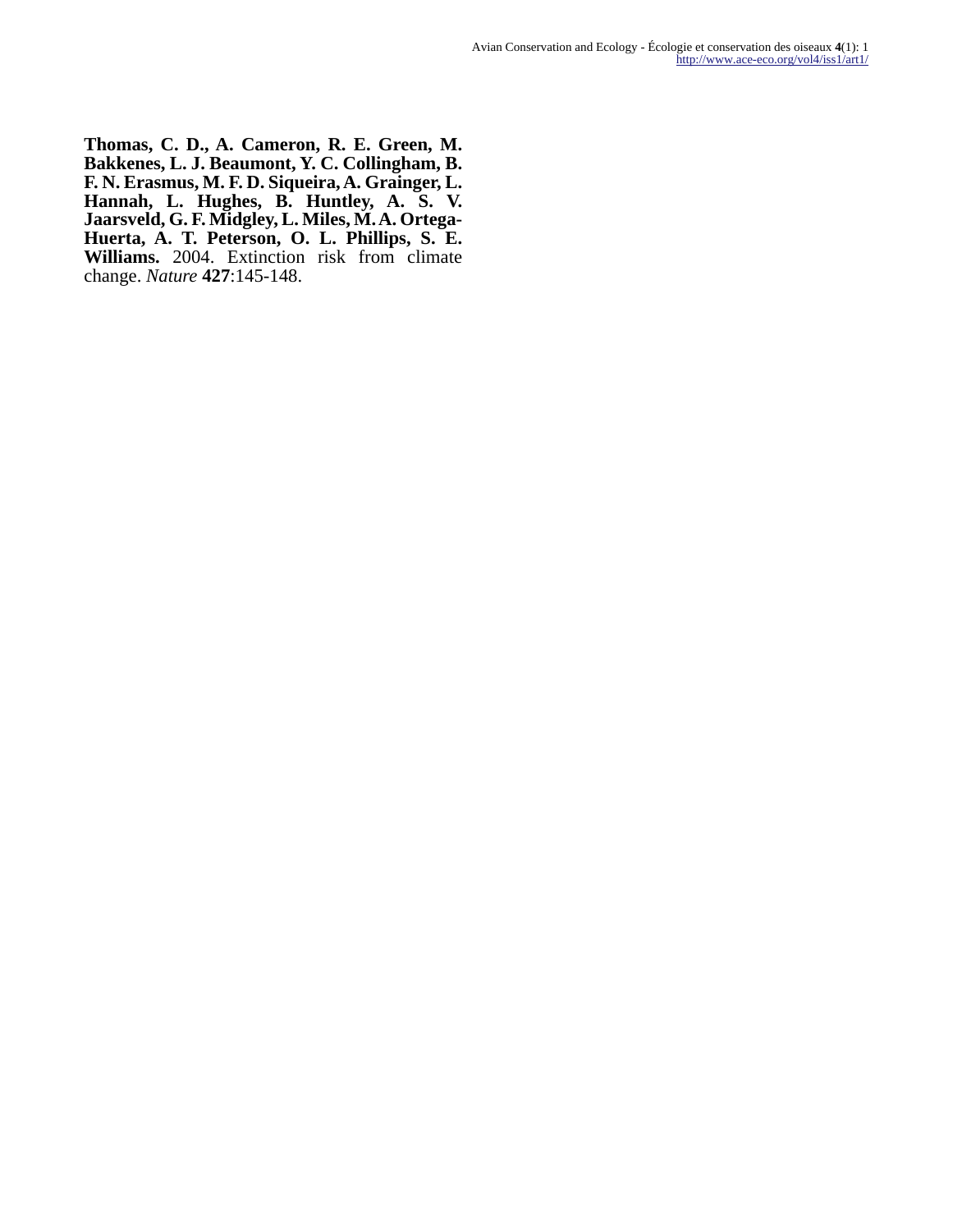**Thomas, C. D., A. Cameron, R. E. Green, M. Bakkenes, L. J. Beaumont, Y. C. Collingham, B. F. N. Erasmus, M. F. D. Siqueira, A. Grainger, L. Hannah, L. Hughes, B. Huntley, A. S. V. Jaarsveld, G. F. Midgley, L. Miles, M. A. Ortega-Huerta, A. T. Peterson, O. L. Phillips, S. E. Williams.** 2004. Extinction risk from climate change. *Nature* **427**:145-148.